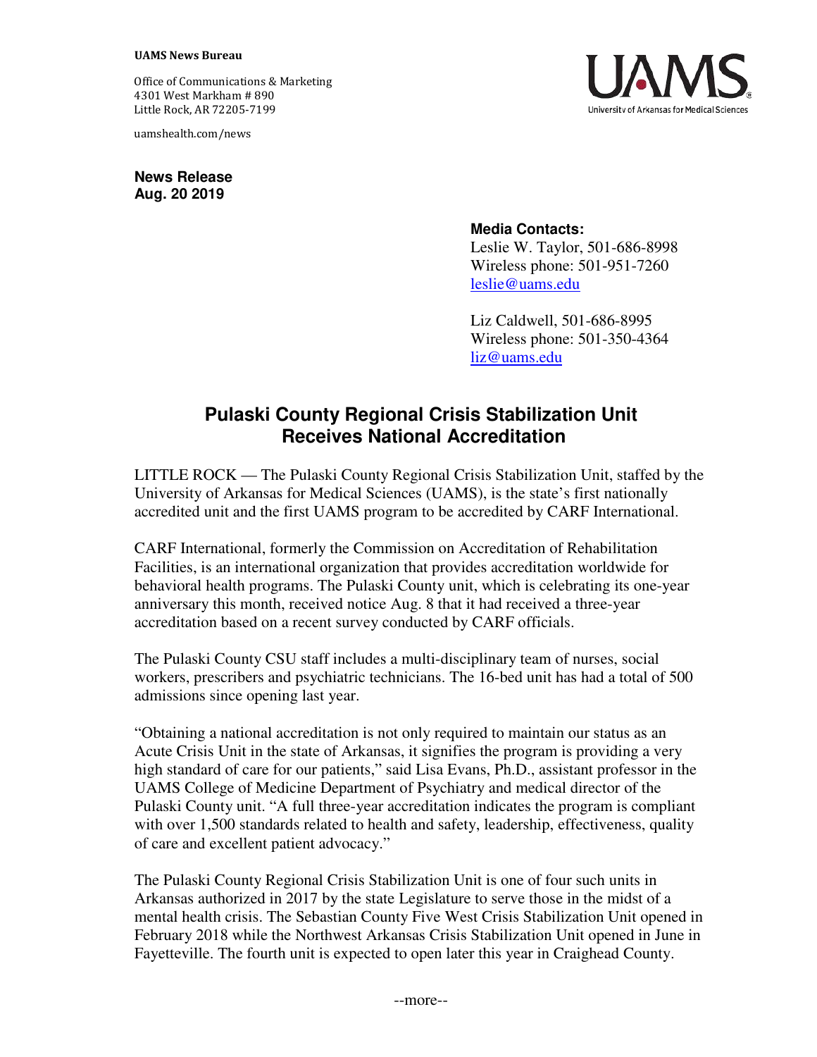**UAMS News Bureau**

Office of Communications & Marketing
4301 West Markham # 890
Little Rock, AR 72205-7199

uamshealth.com/news

UAMS
University of Arkansas for Medical Sciences

**News Release**
**Aug. 20 2019**

**Media Contacts:**
Leslie W. Taylor, 501-686-8998
Wireless phone: 501-951-7260
leslie@uams.edu

Liz Caldwell, 501-686-8995
Wireless phone: 501-350-4364
liz@uams.edu

# Pulaski County Regional Crisis Stabilization Unit Receives National Accreditation

LITTLE ROCK — The Pulaski County Regional Crisis Stabilization Unit, staffed by the University of Arkansas for Medical Sciences (UAMS), is the state's first nationally accredited unit and the first UAMS program to be accredited by CARF International.

CARF International, formerly the Commission on Accreditation of Rehabilitation Facilities, is an international organization that provides accreditation worldwide for behavioral health programs. The Pulaski County unit, which is celebrating its one-year anniversary this month, received notice Aug. 8 that it had received a three-year accreditation based on a recent survey conducted by CARF officials.

The Pulaski County CSU staff includes a multi-disciplinary team of nurses, social workers, prescribers and psychiatric technicians. The 16-bed unit has had a total of 500 admissions since opening last year.

"Obtaining a national accreditation is not only required to maintain our status as an Acute Crisis Unit in the state of Arkansas, it signifies the program is providing a very high standard of care for our patients," said Lisa Evans, Ph.D., assistant professor in the UAMS College of Medicine Department of Psychiatry and medical director of the Pulaski County unit. "A full three-year accreditation indicates the program is compliant with over 1,500 standards related to health and safety, leadership, effectiveness, quality of care and excellent patient advocacy."

The Pulaski County Regional Crisis Stabilization Unit is one of four such units in Arkansas authorized in 2017 by the state Legislature to serve those in the midst of a mental health crisis. The Sebastian County Five West Crisis Stabilization Unit opened in February 2018 while the Northwest Arkansas Crisis Stabilization Unit opened in June in Fayetteville. The fourth unit is expected to open later this year in Craighead County.

--more--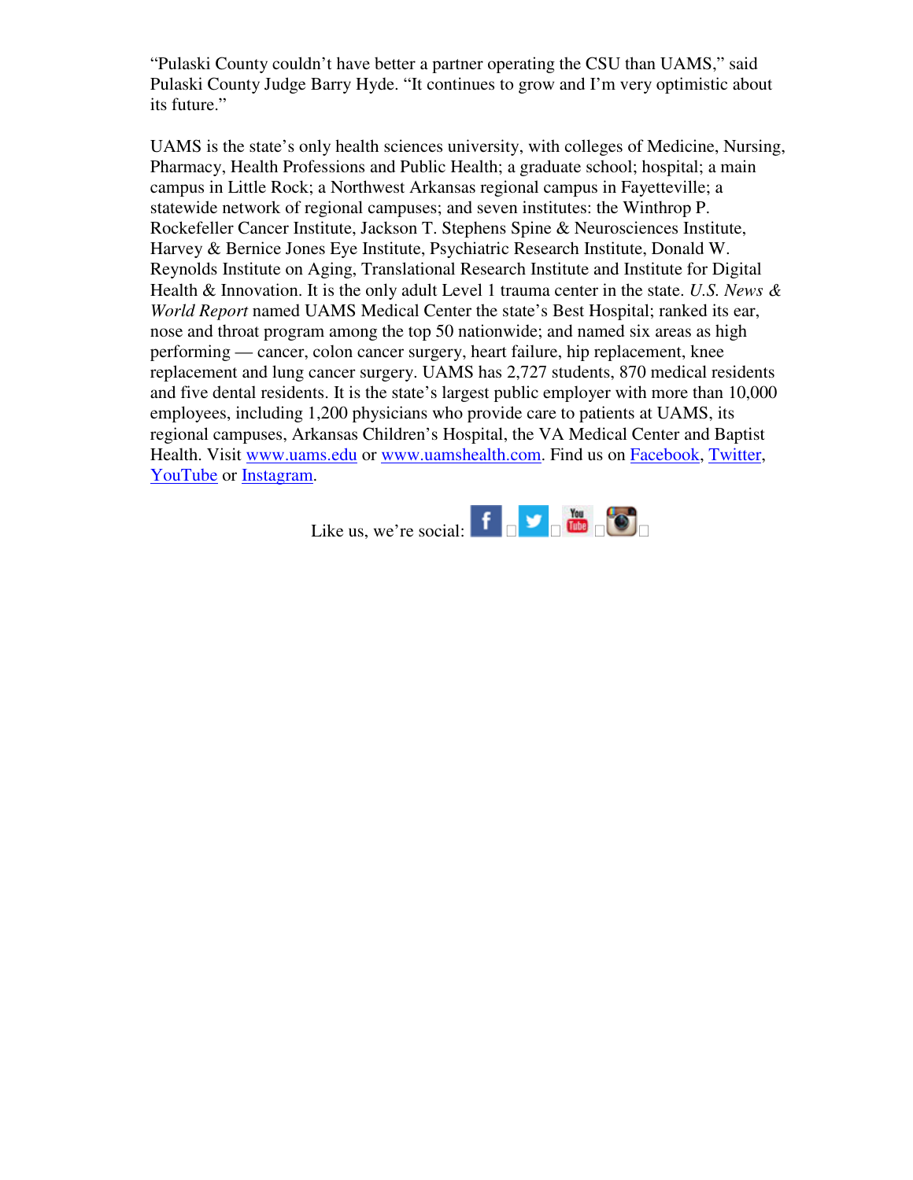"Pulaski County couldn't have better a partner operating the CSU than UAMS," said Pulaski County Judge Barry Hyde. "It continues to grow and I'm very optimistic about its future."

UAMS is the state's only health sciences university, with colleges of Medicine, Nursing, Pharmacy, Health Professions and Public Health; a graduate school; hospital; a main campus in Little Rock; a Northwest Arkansas regional campus in Fayetteville; a statewide network of regional campuses; and seven institutes: the Winthrop P. Rockefeller Cancer Institute, Jackson T. Stephens Spine & Neurosciences Institute, Harvey & Bernice Jones Eye Institute, Psychiatric Research Institute, Donald W. Reynolds Institute on Aging, Translational Research Institute and Institute for Digital Health & Innovation. It is the only adult Level 1 trauma center in the state. *U.S. News & World Report* named UAMS Medical Center the state's Best Hospital; ranked its ear, nose and throat program among the top 50 nationwide; and named six areas as high performing — cancer, colon cancer surgery, heart failure, hip replacement, knee replacement and lung cancer surgery. UAMS has 2,727 students, 870 medical residents and five dental residents. It is the state's largest public employer with more than 10,000 employees, including 1,200 physicians who provide care to patients at UAMS, its regional campuses, Arkansas Children's Hospital, the VA Medical Center and Baptist Health. Visit [www.uams.edu](http://www.uams.edu) or [www.uamshealth.com](http://www.uamshealth.com). Find us on Facebook, Twitter, YouTube or Instagram.

Like us, we're social: